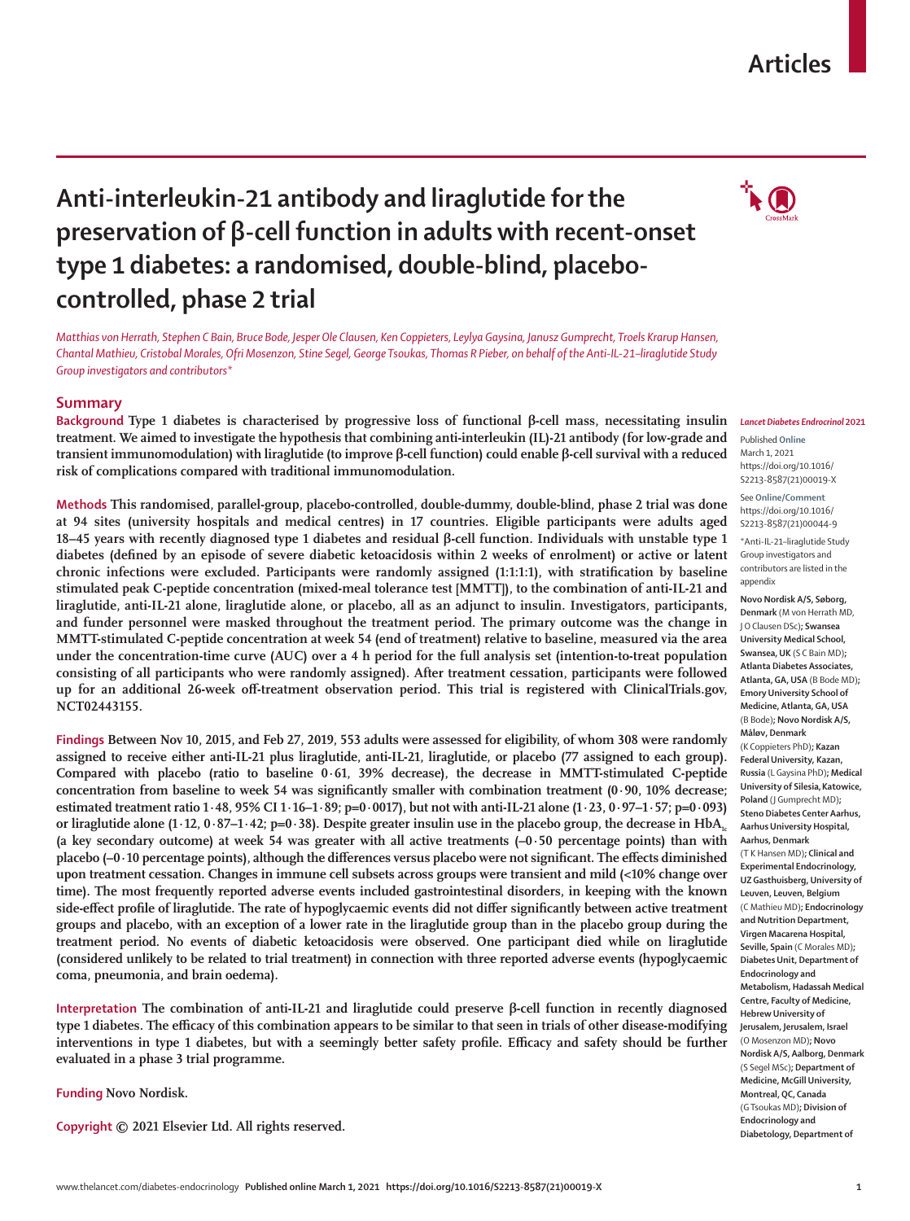# Anti-interleukin-21 antibody and liraglutide for the preservation of β-cell function in adults with recent-onset type 1 diabetes: a randomised, double-blind, placebo-controlled, phase 2 trial

*Matthias von Herrath, Stephen C Bain, Bruce Bode, Jesper Ole Clausen, Ken Coppieters, Leylya Gaysina, Janusz Gumprecht, Troels Krarup Hansen, Chantal Mathieu, Cristobal Morales, Ofri Mosenzon, Stine Segel, George Tsoukas, Thomas R Pieber, on behalf of the Anti-IL-21–liraglutide Study Group investigators and contributors\**

## Summary

**Background** Type 1 diabetes is characterised by progressive loss of functional β-cell mass, necessitating insulin treatment. We aimed to investigate the hypothesis that combining anti-interleukin (IL)-21 antibody (for low-grade and transient immunomodulation) with liraglutide (to improve β-cell function) could enable β-cell survival with a reduced risk of complications compared with traditional immunomodulation.

**Methods** This randomised, parallel-group, placebo-controlled, double-dummy, double-blind, phase 2 trial was done at 94 sites (university hospitals and medical centres) in 17 countries. Eligible participants were adults aged 18–45 years with recently diagnosed type 1 diabetes and residual β-cell function. Individuals with unstable type 1 diabetes (defined by an episode of severe diabetic ketoacidosis within 2 weeks of enrolment) or active or latent chronic infections were excluded. Participants were randomly assigned (1:1:1:1), with stratification by baseline stimulated peak C-peptide concentration (mixed-meal tolerance test [MMTT]), to the combination of anti-IL-21 and liraglutide, anti-IL-21 alone, liraglutide alone, or placebo, all as an adjunct to insulin. Investigators, participants, and funder personnel were masked throughout the treatment period. The primary outcome was the change in MMTT-stimulated C-peptide concentration at week 54 (end of treatment) relative to baseline, measured via the area under the concentration-time curve (AUC) over a 4 h period for the full analysis set (intention-to-treat population consisting of all participants who were randomly assigned). After treatment cessation, participants were followed up for an additional 26-week off-treatment observation period. This trial is registered with ClinicalTrials.gov, NCT02443155.

**Findings** Between Nov 10, 2015, and Feb 27, 2019, 553 adults were assessed for eligibility, of whom 308 were randomly assigned to receive either anti-IL-21 plus liraglutide, anti-IL-21, liraglutide, or placebo (77 assigned to each group). Compared with placebo (ratio to baseline 0·61, 39% decrease), the decrease in MMTT-stimulated C-peptide concentration from baseline to week 54 was significantly smaller with combination treatment (0·90, 10% decrease; estimated treatment ratio 1·48, 95% CI 1·16–1·89; p=0·0017), but not with anti-IL-21 alone (1·23, 0·97–1·57; p=0·093) or liraglutide alone (1·12, 0·87–1·42; p=0·38). Despite greater insulin use in the placebo group, the decrease in $HbA_{1c}$ (a key secondary outcome) at week 54 was greater with all active treatments (–0·50 percentage points) than with placebo (–0·10 percentage points), although the differences versus placebo were not significant. The effects diminished upon treatment cessation. Changes in immune cell subsets across groups were transient and mild (<10% change over time). The most frequently reported adverse events included gastrointestinal disorders, in keeping with the known side-effect profile of liraglutide. The rate of hypoglycaemic events did not differ significantly between active treatment groups and placebo, with an exception of a lower rate in the liraglutide group than in the placebo group during the treatment period. No events of diabetic ketoacidosis were observed. One participant died while on liraglutide (considered unlikely to be related to trial treatment) in connection with three reported adverse events (hypoglycaemic coma, pneumonia, and brain oedema).

**Interpretation** The combination of anti-IL-21 and liraglutide could preserve β-cell function in recently diagnosed type 1 diabetes. The efficacy of this combination appears to be similar to that seen in trials of other disease-modifying interventions in type 1 diabetes, but with a seemingly better safety profile. Efficacy and safety should be further evaluated in a phase 3 trial programme.

**Funding** Novo Nordisk.

**Copyright** © 2021 Elsevier Ltd. All rights reserved.

*Lancet Diabetes Endocrinol* 2021

Published **Online** March 1, 2021 https://doi.org/10.1016/S2213-8587(21)00019-X

See **Online/Comment** https://doi.org/10.1016/S2213-8587(21)00044-9

\*Anti-IL-21–liraglutide Study Group investigators and contributors are listed in the appendix

**Novo Nordisk A/S, Søborg, Denmark** (M von Herrath MD, J O Clausen DSc)**; Swansea University Medical School, Swansea, UK** (S C Bain MD)**; Atlanta Diabetes Associates, Atlanta, GA, USA** (B Bode MD)**; Emory University School of Medicine, Atlanta, GA, USA** (B Bode)**; Novo Nordisk A/S, Måløv, Denmark** (K Coppieters PhD)**; Kazan Federal University, Kazan, Russia** (L Gaysina PhD)**; Medical University of Silesia, Katowice, Poland** (J Gumprecht MD)**; Steno Diabetes Center Aarhus, Aarhus University Hospital, Aarhus, Denmark** (T K Hansen MD)**; Clinical and Experimental Endocrinology, UZ Gasthuisberg, University of Leuven, Leuven, Belgium** (C Mathieu MD)**; Endocrinology and Nutrition Department, Virgen Macarena Hospital, Seville, Spain** (C Morales MD)**; Diabetes Unit, Department of Endocrinology and Metabolism, Hadassah Medical Centre, Faculty of Medicine, Hebrew University of Jerusalem, Jerusalem, Israel** (O Mosenzon MD)**; Novo Nordisk A/S, Aalborg, Denmark** (S Segel MSc)**; Department of Medicine, McGill University, Montreal, QC, Canada** (G Tsoukas MD)**; Division of Endocrinology and Diabetology, Department of**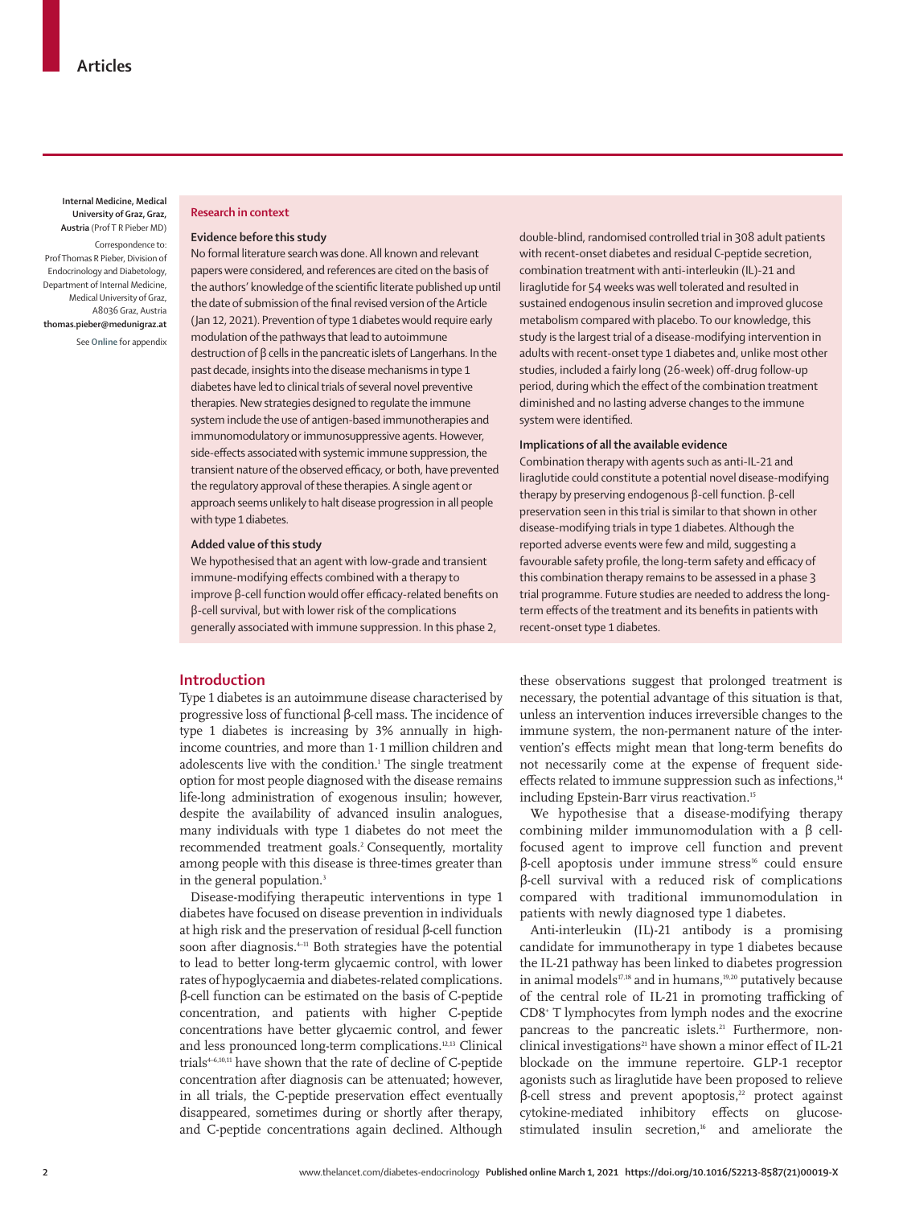Internal Medicine, Medical University of Graz, Graz, Austria (Prof T R Pieber MD)

Correspondence to: Prof Thomas R Pieber, Division of Endocrinology and Diabetology, Department of Internal Medicine, Medical University of Graz, A8036 Graz, Austria **thomas.pieber@medunigraz.at**

See **Online** for appendix

## Research in context

### Evidence before this study

No formal literature search was done. All known and relevant papers were considered, and references are cited on the basis of the authors' knowledge of the scientific literate published up until the date of submission of the final revised version of the Article (Jan 12, 2021). Prevention of type 1 diabetes would require early modulation of the pathways that lead to autoimmune destruction of β cells in the pancreatic islets of Langerhans. In the past decade, insights into the disease mechanisms in type 1 diabetes have led to clinical trials of several novel preventive therapies. New strategies designed to regulate the immune system include the use of antigen-based immunotherapies and immunomodulatory or immunosuppressive agents. However, side-effects associated with systemic immune suppression, the transient nature of the observed efficacy, or both, have prevented the regulatory approval of these therapies. A single agent or approach seems unlikely to halt disease progression in all people with type 1 diabetes.

### Added value of this study

We hypothesised that an agent with low-grade and transient immune-modifying effects combined with a therapy to improve β-cell function would offer efficacy-related benefits on β-cell survival, but with lower risk of the complications generally associated with immune suppression. In this phase 2, double-blind, randomised controlled trial in 308 adult patients with recent-onset diabetes and residual C-peptide secretion, combination treatment with anti-interleukin (IL)-21 and liraglutide for 54 weeks was well tolerated and resulted in sustained endogenous insulin secretion and improved glucose metabolism compared with placebo. To our knowledge, this study is the largest trial of a disease-modifying intervention in adults with recent-onset type 1 diabetes and, unlike most other studies, included a fairly long (26-week) off-drug follow-up period, during which the effect of the combination treatment diminished and no lasting adverse changes to the immune system were identified.

### Implications of all the available evidence

Combination therapy with agents such as anti-IL-21 and liraglutide could constitute a potential novel disease-modifying therapy by preserving endogenous β-cell function. β-cell preservation seen in this trial is similar to that shown in other disease-modifying trials in type 1 diabetes. Although the reported adverse events were few and mild, suggesting a favourable safety profile, the long-term safety and efficacy of this combination therapy remains to be assessed in a phase 3 trial programme. Future studies are needed to address the long-term effects of the treatment and its benefits in patients with recent-onset type 1 diabetes.

## Introduction

Type 1 diabetes is an autoimmune disease characterised by progressive loss of functional β-cell mass. The incidence of type 1 diabetes is increasing by 3% annually in high-income countries, and more than 1·1 million children and adolescents live with the condition.[1] The single treatment option for most people diagnosed with the disease remains life-long administration of exogenous insulin; however, despite the availability of advanced insulin analogues, many individuals with type 1 diabetes do not meet the recommended treatment goals.[2] Consequently, mortality among people with this disease is three-times greater than in the general population.[3]

Disease-modifying therapeutic interventions in type 1 diabetes have focused on disease prevention in individuals at high risk and the preservation of residual β-cell function soon after diagnosis.[4–11] Both strategies have the potential to lead to better long-term glycaemic control, with lower rates of hypoglycaemia and diabetes-related complications. β-cell function can be estimated on the basis of C-peptide concentration, and patients with higher C-peptide concentrations have better glycaemic control, and fewer and less pronounced long-term complications.[12,13] Clinical trials[4–6,10,11] have shown that the rate of decline of C-peptide concentration after diagnosis can be attenuated; however, in all trials, the C-peptide preservation effect eventually disappeared, sometimes during or shortly after therapy, and C-peptide concentrations again declined. Although these observations suggest that prolonged treatment is necessary, the potential advantage of this situation is that, unless an intervention induces irreversible changes to the immune system, the non-permanent nature of the intervention's effects might mean that long-term benefits do not necessarily come at the expense of frequent side-effects related to immune suppression such as infections,[14] including Epstein-Barr virus reactivation.[15]

We hypothesise that a disease-modifying therapy combining milder immunomodulation with a β cell-focused agent to improve cell function and prevent β-cell apoptosis under immune stress[16] could ensure β-cell survival with a reduced risk of complications compared with traditional immunomodulation in patients with newly diagnosed type 1 diabetes.

Anti-interleukin (IL)-21 antibody is a promising candidate for immunotherapy in type 1 diabetes because the IL-21 pathway has been linked to diabetes progression in animal models[17,18] and in humans,[19,20] putatively because of the central role of IL-21 in promoting trafficking of $CD8^+$ T lymphocytes from lymph nodes and the exocrine pancreas to the pancreatic islets.[21] Furthermore, non-clinical investigations[21] have shown a minor effect of IL-21 blockade on the immune repertoire. GLP-1 receptor agonists such as liraglutide have been proposed to relieve β-cell stress and prevent apoptosis,[22] protect against cytokine-mediated inhibitory effects on glucose-stimulated insulin secretion,[16] and ameliorate the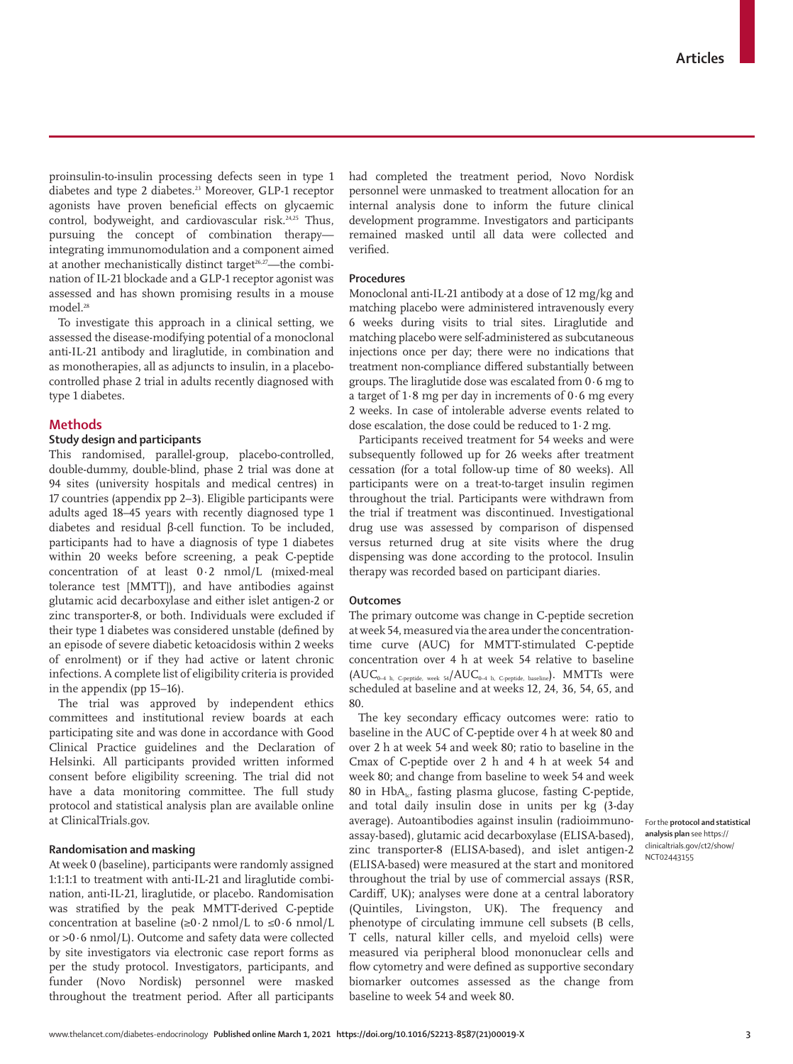proinsulin-to-insulin processing defects seen in type 1 diabetes and type 2 diabetes.[23] Moreover, GLP-1 receptor agonists have proven beneficial effects on glycaemic control, bodyweight, and cardiovascular risk.[24,25] Thus, pursuing the concept of combination therapy—integrating immunomodulation and a component aimed at another mechanistically distinct target[26,27]—the combination of IL-21 blockade and a GLP-1 receptor agonist was assessed and has shown promising results in a mouse model.[28]

To investigate this approach in a clinical setting, we assessed the disease-modifying potential of a monoclonal anti-IL-21 antibody and liraglutide, in combination and as monotherapies, all as adjuncts to insulin, in a placebo-controlled phase 2 trial in adults recently diagnosed with type 1 diabetes.

## Methods

### Study design and participants

This randomised, parallel-group, placebo-controlled, double-dummy, double-blind, phase 2 trial was done at 94 sites (university hospitals and medical centres) in 17 countries (appendix pp 2–3). Eligible participants were adults aged 18–45 years with recently diagnosed type 1 diabetes and residual β-cell function. To be included, participants had to have a diagnosis of type 1 diabetes within 20 weeks before screening, a peak C-peptide concentration of at least 0·2 nmol/L (mixed-meal tolerance test [MMTT]), and have antibodies against glutamic acid decarboxylase and either islet antigen-2 or zinc transporter-8, or both. Individuals were excluded if their type 1 diabetes was considered unstable (defined by an episode of severe diabetic ketoacidosis within 2 weeks of enrolment) or if they had active or latent chronic infections. A complete list of eligibility criteria is provided in the appendix (pp 15–16).

The trial was approved by independent ethics committees and institutional review boards at each participating site and was done in accordance with Good Clinical Practice guidelines and the Declaration of Helsinki. All participants provided written informed consent before eligibility screening. The trial did not have a data monitoring committee. The full study protocol and statistical analysis plan are available online at ClinicalTrials.gov.

### Randomisation and masking

At week 0 (baseline), participants were randomly assigned 1:1:1:1 to treatment with anti-IL-21 and liraglutide combination, anti-IL-21, liraglutide, or placebo. Randomisation was stratified by the peak MMTT-derived C-peptide concentration at baseline (≥0·2 nmol/L to ≤0·6 nmol/L or >0·6 nmol/L). Outcome and safety data were collected by site investigators via electronic case report forms as per the study protocol. Investigators, participants, and funder (Novo Nordisk) personnel were masked throughout the treatment period. After all participants had completed the treatment period, Novo Nordisk personnel were unmasked to treatment allocation for an internal analysis done to inform the future clinical development programme. Investigators and participants remained masked until all data were collected and verified.

### Procedures

Monoclonal anti-IL-21 antibody at a dose of 12 mg/kg and matching placebo were administered intravenously every 6 weeks during visits to trial sites. Liraglutide and matching placebo were self-administered as subcutaneous injections once per day; there were no indications that treatment non-compliance differed substantially between groups. The liraglutide dose was escalated from 0·6 mg to a target of 1·8 mg per day in increments of 0·6 mg every 2 weeks. In case of intolerable adverse events related to dose escalation, the dose could be reduced to 1·2 mg.

Participants received treatment for 54 weeks and were subsequently followed up for 26 weeks after treatment cessation (for a total follow-up time of 80 weeks). All participants were on a treat-to-target insulin regimen throughout the trial. Participants were withdrawn from the trial if treatment was discontinued. Investigational drug use was assessed by comparison of dispensed versus returned drug at site visits where the drug dispensing was done according to the protocol. Insulin therapy was recorded based on participant diaries.

### Outcomes

The primary outcome was change in C-peptide secretion at week 54, measured via the area under the concentration-time curve (AUC) for MMTT-stimulated C-peptide concentration over 4 h at week 54 relative to baseline ($AUC_{0\text{–}4\text{ h, C-peptide, week 54}}/AUC_{0\text{–}4\text{ h, C-peptide, baseline}}$). MMTTs were scheduled at baseline and at weeks 12, 24, 36, 54, 65, and 80.

The key secondary efficacy outcomes were: ratio to baseline in the AUC of C-peptide over 4 h at week 80 and over 2 h at week 54 and week 80; ratio to baseline in the Cmax of C-peptide over 2 h and 4 h at week 54 and week 80; and change from baseline to week 54 and week 80 in $HbA_{1c}$, fasting plasma glucose, fasting C-peptide, and total daily insulin dose in units per kg (3-day average). Autoantibodies against insulin (radioimmunoassay-based), glutamic acid decarboxylase (ELISA-based), zinc transporter-8 (ELISA-based), and islet antigen-2 (ELISA-based) were measured at the start and monitored throughout the trial by use of commercial assays (RSR, Cardiff, UK); analyses were done at a central laboratory (Quintiles, Livingston, UK). The frequency and phenotype of circulating immune cell subsets (B cells, T cells, natural killer cells, and myeloid cells) were measured via peripheral blood mononuclear cells and flow cytometry and were defined as supportive secondary biomarker outcomes assessed as the change from baseline to week 54 and week 80.

For the **protocol and statistical analysis plan** see https://clinicaltrials.gov/ct2/show/NCT02443155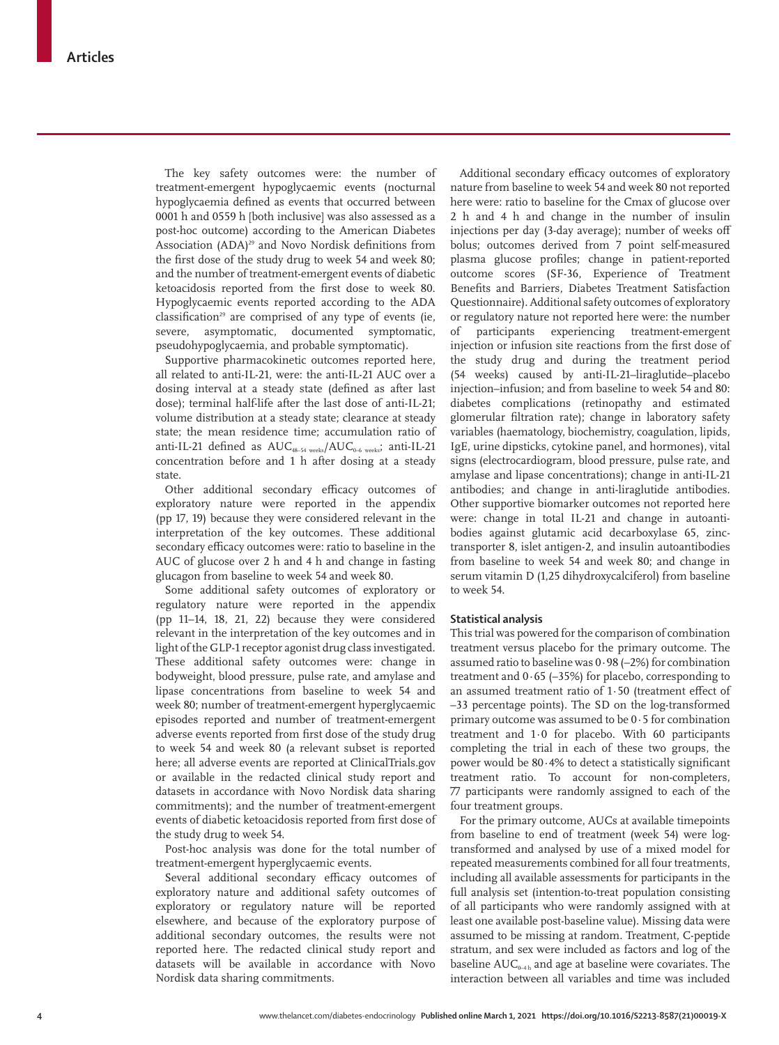The key safety outcomes were: the number of treatment-emergent hypoglycaemic events (nocturnal hypoglycaemia defined as events that occurred between 0001 h and 0559 h [both inclusive] was also assessed as a post-hoc outcome) according to the American Diabetes Association (ADA)[29] and Novo Nordisk definitions from the first dose of the study drug to week 54 and week 80; and the number of treatment-emergent events of diabetic ketoacidosis reported from the first dose to week 80. Hypoglycaemic events reported according to the ADA classification[29] are comprised of any type of events (ie, severe, asymptomatic, documented symptomatic, pseudohypoglycaemia, and probable symptomatic).

Supportive pharmacokinetic outcomes reported here, all related to anti-IL-21 AUC over a dosing interval at a steady state (defined as after last dose); terminal half-life after the last dose of anti-IL-21; volume distribution at a steady state; clearance at steady state; the mean residence time; accumulation ratio of anti-IL-21 defined as $AUC_{48–54\ weeks}/AUC_{0–6\ weeks}$; anti-IL-21 concentration before and 1 h after dosing at a steady state.

Other additional secondary efficacy outcomes of exploratory nature were reported in the appendix (pp 17, 19) because they were considered relevant in the interpretation of the key outcomes. These additional secondary efficacy outcomes were: ratio to baseline in the AUC of glucose over 2 h and 4 h and change in fasting glucagon from baseline to week 54 and week 80.

Some additional safety outcomes of exploratory or regulatory nature were reported in the appendix (pp 11–14, 18, 21, 22) because they were considered relevant in the interpretation of the key outcomes and in light of the GLP-1 receptor agonist drug class investigated. These additional safety outcomes were: change in bodyweight, blood pressure, pulse rate, and amylase and lipase concentrations from baseline to week 54 and week 80; number of treatment-emergent hyperglycaemic episodes reported and number of treatment-emergent adverse events reported from first dose of the study drug to week 54 and week 80 (a relevant subset is reported here; all adverse events are reported at ClinicalTrials.gov or available in the redacted clinical study report and datasets in accordance with Novo Nordisk data sharing commitments); and the number of treatment-emergent events of diabetic ketoacidosis reported from first dose of the study drug to week 54.

Post-hoc analysis was done for the total number of treatment-emergent hyperglycaemic events.

Several additional secondary efficacy outcomes of exploratory nature and additional safety outcomes of exploratory or regulatory nature will be reported elsewhere, and because of the exploratory purpose of additional secondary outcomes, the results were not reported here. The redacted clinical study report and datasets will be available in accordance with Novo Nordisk data sharing commitments.

Additional secondary efficacy outcomes of exploratory nature from baseline to week 54 and week 80 not reported here were: ratio to baseline for the Cmax of glucose over 2 h and 4 h and change in the number of insulin injections per day (3-day average); number of weeks off bolus; outcomes derived from 7 point self-measured plasma glucose profiles; change in patient-reported outcome scores (SF-36, Experience of Treatment Benefits and Barriers, Diabetes Treatment Satisfaction Questionnaire). Additional safety outcomes of exploratory or regulatory nature not reported here were: the number of participants experiencing treatment-emergent injection or infusion site reactions from the first dose of the study drug and during the treatment period (54 weeks) caused by anti-IL-21–liraglutide–placebo injection–infusion; and from baseline to week 54 and 80: diabetes complications (retinopathy and estimated glomerular filtration rate); change in laboratory safety variables (haematology, biochemistry, coagulation, lipids, IgE, urine dipsticks, cytokine panel, and hormones), vital signs (electrocardiogram, blood pressure, pulse rate, and amylase and lipase concentrations); change in anti-IL-21 antibodies; and change in anti-liraglutide antibodies. Other supportive biomarker outcomes not reported here were: change in total IL-21 and change in autoantibodies against glutamic acid decarboxylase 65, zinc-transporter 8, islet antigen-2, and insulin autoantibodies from baseline to week 54 and week 80; and change in serum vitamin D (1,25 dihydroxycalciferol) from baseline to week 54.

### Statistical analysis

This trial was powered for the comparison of combination treatment versus placebo for the primary outcome. The assumed ratio to baseline was 0·98 (–2%) for combination treatment and 0·65 (–35%) for placebo, corresponding to an assumed treatment ratio of 1·50 (treatment effect of –33 percentage points). The SD on the log-transformed primary outcome was assumed to be 0·5 for combination treatment and 1·0 for placebo. With 60 participants completing the trial in each of these two groups, the power would be 80·4% to detect a statistically significant treatment ratio. To account for non-completers, 77 participants were randomly assigned to each of the four treatment groups.

For the primary outcome, AUCs at available timepoints from baseline to end of treatment (week 54) were log-transformed and analysed by use of a mixed model for repeated measurements combined for all four treatments, including all available assessments for participants in the full analysis set (intention-to-treat population consisting of all participants who were randomly assigned with at least one available post-baseline value). Missing data were assumed to be missing at random. Treatment, C-peptide stratum, and sex were included as factors and log of the baseline $AUC_{0–4\ h}$ and age at baseline were covariates. The interaction between all variables and time was included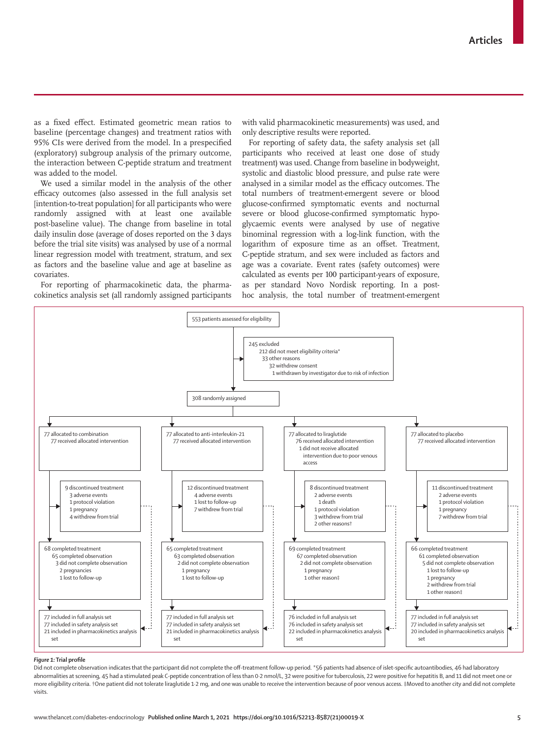as a fixed effect. Estimated geometric mean ratios to baseline (percentage changes) and treatment ratios with 95% CIs were derived from the model. In a prespecified (exploratory) subgroup analysis of the primary outcome, the interaction between C-peptide stratum and treatment was added to the model.

We used a similar model in the analysis of the other efficacy outcomes (also assessed in the full analysis set [intention-to-treat population] for all participants who were randomly assigned with at least one available post-baseline value). The change from baseline in total daily insulin dose (average of doses reported on the 3 days before the trial site visits) was analysed by use of a normal linear regression model with treatment, stratum, and sex as factors and the baseline value and age at baseline as covariates.

For reporting of pharmacokinetic data, the pharmacokinetics analysis set (all randomly assigned participants with valid pharmacokinetic measurements) was used, and only descriptive results were reported.

For reporting of safety data, the safety analysis set (all participants who received at least one dose of study treatment) was used. Change from baseline in bodyweight, systolic and diastolic blood pressure, and pulse rate were analysed in a similar model as the efficacy outcomes. The total numbers of treatment-emergent severe or blood glucose-confirmed symptomatic events and nocturnal severe or blood glucose-confirmed symptomatic hypoglycaemic events were analysed by use of negative binominal regression with a log-link function, with the logarithm of exposure time as an offset. Treatment, C-peptide stratum, and sex were included as factors and age was a covariate. Event rates (safety outcomes) were calculated as events per 100 participant-years of exposure, as per standard Novo Nordisk reporting. In a post-hoc analysis, the total number of treatment-emergent

553 patients assessed for eligibility

245 excluded
- 212 did not meet eligibility criteria*
- 33 other reasons
  - 32 withdrew consent
  - 1 withdrawn by investigator due to risk of infection

308 randomly assigned

| Combination | Anti-interleukin-21 | Liraglutide | Placebo |
|---|---|---|---|
| 77 allocated to combination; 77 received allocated intervention | 77 allocated to anti-interleukin-21; 77 received allocated intervention | 77 allocated to liraglutide; 76 received allocated intervention; 1 did not receive allocated intervention due to poor venous access | 77 allocated to placebo; 77 received allocated intervention |
| 9 discontinued treatment: 3 adverse events; 1 protocol violation; 1 pregnancy; 4 withdrew from trial | 12 discontinued treatment: 4 adverse events; 1 lost to follow-up; 7 withdrew from trial | 8 discontinued treatment: 2 adverse events; 1 death; 1 protocol violation; 3 withdrew from trial; 2 other reasons† | 11 discontinued treatment: 2 adverse events; 1 protocol violation; 1 pregnancy; 7 withdrew from trial |
| 68 completed treatment; 65 completed observation; 3 did not complete observation: 2 pregnancies; 1 lost to follow-up | 65 completed treatment; 63 completed observation; 2 did not complete observation: 1 pregnancy; 1 lost to follow-up | 69 completed treatment; 67 completed observation; 2 did not complete observation: 1 pregnancy; 1 other reason‡ | 66 completed treatment; 61 completed observation; 5 did not complete observation: 1 lost to follow-up; 1 pregnancy; 2 withdrew from trial; 1 other reason‡ |
| 77 included in full analysis set; 77 included in safety analysis set; 21 included in pharmacokinetics analysis set | 77 included in full analysis set; 77 included in safety analysis set; 21 included in pharmacokinetics analysis set | 76 included in full analysis set; 76 included in safety analysis set; 22 included in pharmacokinetics analysis set | 77 included in full analysis set; 77 included in safety analysis set; 20 included in pharmacokinetics analysis set |

***Figure 1:*** **Trial profile**

Did not complete observation indicates that the participant did not complete the off-treatment follow-up period. *56 patients had absence of islet-specific autoantibodies, 46 had laboratory abnormalities at screening, 45 had a stimulated peak C-peptide concentration of less than 0·2 nmol/L, 32 were positive for tuberculosis, 22 were positive for hepatitis B, and 11 did not meet one or more eligibility criteria. †One patient did not tolerate liraglutide 1·2 mg, and one was unable to receive the intervention because of poor venous access. ‡Moved to another city and did not complete visits.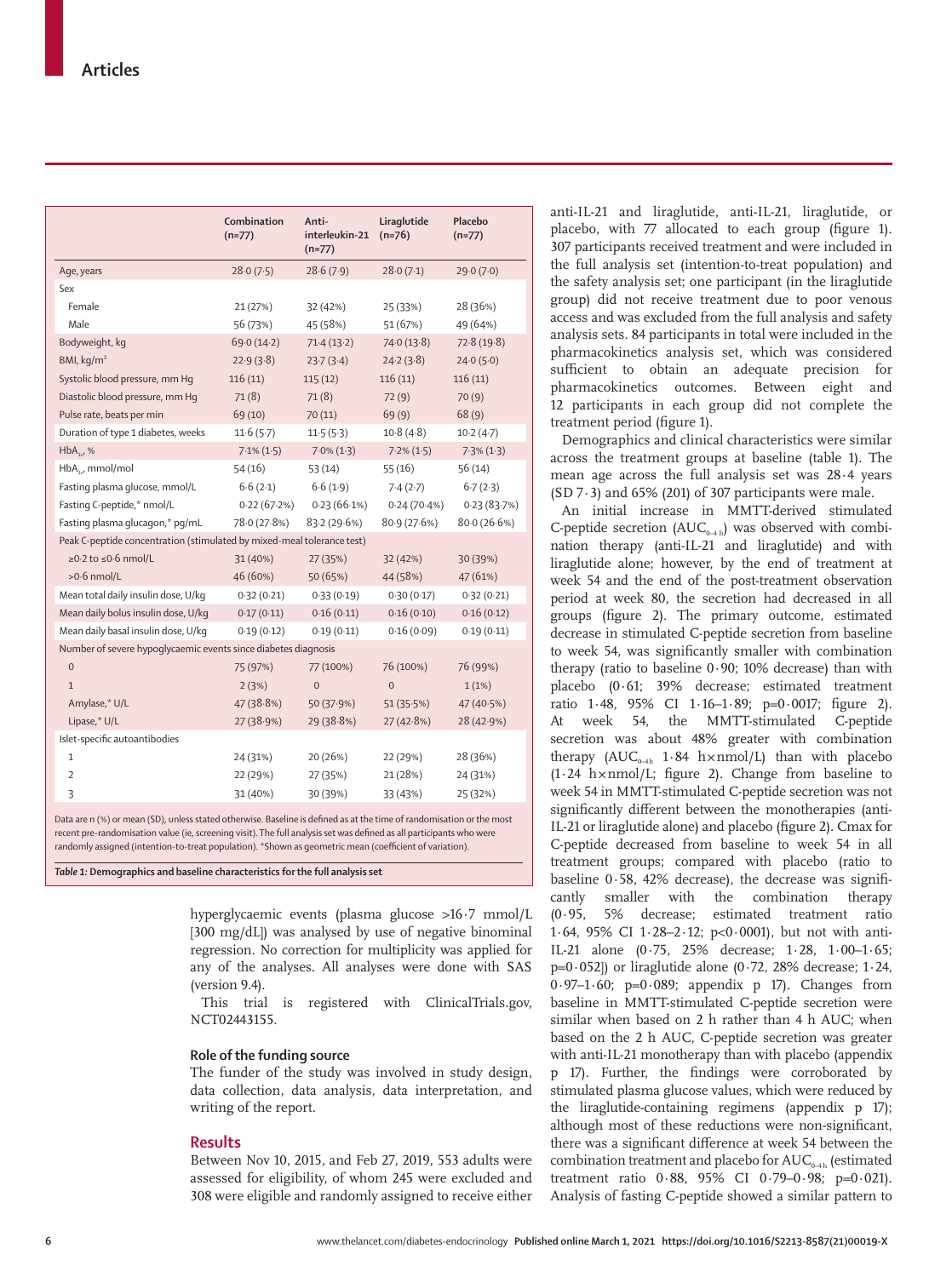| | Combination (n=77) | Anti-interleukin-21 (n=77) | Liraglutide (n=76) | Placebo (n=77) |
|---|---|---|---|---|
| Age, years | 28·0 (7·5) | 28·6 (7·9) | 28·0 (7·1) | 29·0 (7·0) |
| Sex | | | | |
| Female | 21 (27%) | 32 (42%) | 25 (33%) | 28 (36%) |
| Male | 56 (73%) | 45 (58%) | 51 (67%) | 49 (64%) |
| Bodyweight, kg | 69·0 (14·2) | 71·4 (13·2) | 74·0 (13·8) | 72·8 (19·8) |
| BMI, kg/m² | 22·9 (3·8) | 23·7 (3·4) | 24·2 (3·8) | 24·0 (5·0) |
| Systolic blood pressure, mm Hg | 116 (11) | 115 (12) | 116 (11) | 116 (11) |
| Diastolic blood pressure, mm Hg | 71 (8) | 71 (8) | 72 (9) | 70 (9) |
| Pulse rate, beats per min | 69 (10) | 70 (11) | 69 (9) | 68 (9) |
| Duration of type 1 diabetes, weeks | 11·6 (5·7) | 11·5 (5·3) | 10·8 (4·8) | 10·2 (4·7) |
| $HbA_{1c}$, % | 7·1% (1·5) | 7·0% (1·3) | 7·2% (1·5) | 7·3% (1·3) |
| $HbA_{1c}$, mmol/mol | 54 (16) | 53 (14) | 55 (16) | 56 (14) |
| Fasting plasma glucose, mmol/L | 6·6 (2·1) | 6·6 (1·9) | 7·4 (2·7) | 6·7 (2·3) |
| Fasting C-peptide,* nmol/L | 0·22 (67·2%) | 0·23 (66·1%) | 0·24 (70·4%) | 0·23 (83·7%) |
| Fasting plasma glucagon,* pg/mL | 78·0 (27·8%) | 83·2 (29·6%) | 80·9 (27·6%) | 80·0 (26·6%) |
| Peak C-peptide concentration (stimulated by mixed-meal tolerance test) | | | | |
| ≥0·2 to ≤0·6 nmol/L | 31 (40%) | 27 (35%) | 32 (42%) | 30 (39%) |
| >0·6 nmol/L | 46 (60%) | 50 (65%) | 44 (58%) | 47 (61%) |
| Mean total daily insulin dose, U/kg | 0·32 (0·21) | 0·33 (0·19) | 0·30 (0·17) | 0·32 (0·21) |
| Mean daily bolus insulin dose, U/kg | 0·17 (0·11) | 0·16 (0·11) | 0·16 (0·10) | 0·16 (0·12) |
| Mean daily basal insulin dose, U/kg | 0·19 (0·12) | 0·19 (0·11) | 0·16 (0·09) | 0·19 (0·11) |
| Number of severe hypoglycaemic events since diabetes diagnosis | | | | |
| 0 | 75 (97%) | 77 (100%) | 76 (100%) | 76 (99%) |
| 1 | 2 (3%) | 0 | 0 | 1 (1%) |
| Amylase,* U/L | 47 (38·8%) | 50 (37·9%) | 51 (35·5%) | 47 (40·5%) |
| Lipase,* U/L | 27 (38·9%) | 29 (38·8%) | 27 (42·8%) | 28 (42·9%) |
| Islet-specific autoantibodies | | | | |
| 1 | 24 (31%) | 20 (26%) | 22 (29%) | 28 (36%) |
| 2 | 22 (29%) | 27 (35%) | 21 (28%) | 24 (31%) |
| 3 | 31 (40%) | 30 (39%) | 33 (43%) | 25 (32%) |

Data are n (%) or mean (SD), unless stated otherwise. Baseline is defined as at the time of randomisation or the most recent pre-randomisation value (ie, screening visit). The full analysis set was defined as all participants who were randomly assigned (intention-to-treat population). *Shown as geometric mean (coefficient of variation).

*Table 1:* **Demographics and baseline characteristics for the full analysis set**

hyperglycaemic events (plasma glucose >16·7 mmol/L [300 mg/dL]) was analysed by use of negative binominal regression. No correction for multiplicity was applied for any of the analyses. All analyses were done with SAS (version 9.4).

This trial is registered with ClinicalTrials.gov, NCT02443155.

### Role of the funding source

The funder of the study was involved in study design, data collection, data analysis, data interpretation, and writing of the report.

## Results

Between Nov 10, 2015, and Feb 27, 2019, 553 adults were assessed for eligibility, of whom 245 were excluded and 308 were eligible and randomly assigned to receive either anti-IL-21 and liraglutide, anti-IL-21, liraglutide, or placebo, with 77 allocated to each group (figure 1). 307 participants received treatment and were included in the full analysis set (intention-to-treat population) and the safety analysis set; one participant (in the liraglutide group) did not receive treatment due to poor venous access and was excluded from the full analysis and safety analysis sets. 84 participants in total were included in the pharmacokinetics analysis set, which was considered sufficient to obtain an adequate precision for pharmacokinetics outcomes. Between eight and 12 participants in each group did not complete the treatment period (figure 1).

Demographics and clinical characteristics were similar across the treatment groups at baseline (table 1). The mean age across the full analysis set was 28·4 years (SD 7·3) and 65% (201) of 307 participants were male.

An initial increase in MMTT-derived stimulated C-peptide secretion ($AUC_{0-4\,h}$) was observed with combination therapy (anti-IL-21 and liraglutide) and with liraglutide alone; however, by the end of treatment at week 54 and the end of the post-treatment observation period at week 80, the secretion had decreased in all groups (figure 2). The primary outcome, estimated decrease in stimulated C-peptide secretion from baseline to week 54, was significantly smaller with combination therapy (ratio to baseline 0·90; 10% decrease) than with placebo (0·61; 39% decrease; estimated treatment ratio 1·48, 95% CI 1·16–1·89; p=0·0017; figure 2). At week 54, the MMTT-stimulated C-peptide secretion was about 48% greater with combination therapy ($AUC_{0-4h}$ 1·84 h×nmol/L) than with placebo (1·24 h×nmol/L; figure 2). Change from baseline to week 54 in MMTT-stimulated C-peptide secretion was not significantly different between the monotherapies (anti-IL-21 or liraglutide alone) and placebo (figure 2). Cmax for C-peptide decreased from baseline to week 54 in all treatment groups; compared with placebo (ratio to baseline 0·58, 42% decrease), the decrease was significantly smaller with the combination therapy (0·95, 5% decrease; estimated treatment ratio 1·64, 95% CI 1·28–2·12; p<0·0001), but not with anti-IL-21 alone (0·75, 25% decrease; 1·28, 1·00–1·65; p=0·052]) or liraglutide alone (0·72, 28% decrease; 1·24, 0·97–1·60; p=0·089; appendix p 17). Changes from baseline in MMTT-stimulated C-peptide secretion were similar when based on 2 h rather than 4 h AUC; when based on the 2 h AUC, C-peptide secretion was greater with anti-IL-21 monotherapy than with placebo (appendix p 17). Further, the findings were corroborated by stimulated plasma glucose values, which were reduced by the liraglutide-containing regimens (appendix p 17); although most of these reductions were non-significant, there was a significant difference at week 54 between the combination treatment and placebo for $AUC_{0-4h}$ (estimated treatment ratio 0·88, 95% CI 0·79–0·98; p=0·021). Analysis of fasting C-peptide showed a similar pattern to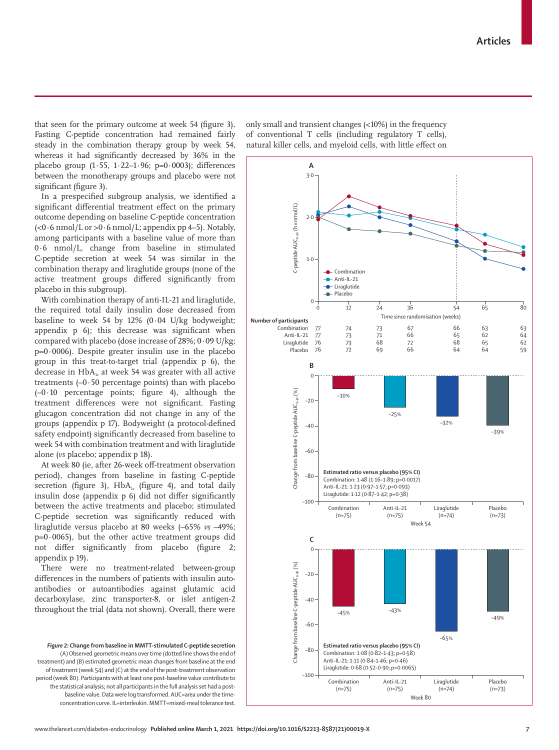that seen for the primary outcome at week 54 (figure 3). Fasting C-peptide concentration had remained fairly steady in the combination therapy group by week 54, whereas it had significantly decreased by 36% in the placebo group (1·55, 1·22–1·96; p=0·0003); differences between the monotherapy groups and placebo were not significant (figure 3).

In a prespecified subgroup analysis, we identified a significant differential treatment effect on the primary outcome depending on baseline C-peptide concentration (<0·6 nmol/L or >0·6 nmol/L; appendix pp 4–5). Notably, among participants with a baseline value of more than 0·6 nmol/L, change from baseline in stimulated C-peptide secretion at week 54 was similar in the combination therapy and liraglutide groups (none of the active treatment groups differed significantly from placebo in this subgroup).

With combination therapy of anti-IL-21 and liraglutide, the required total daily insulin dose decreased from baseline to week 54 by 12% (0·04 U/kg bodyweight; appendix p 6); this decrease was significant when compared with placebo (dose increase of 28%; 0·09 U/kg; p=0·0006). Despite greater insulin use in the placebo group in this treat-to-target trial (appendix p 6), the decrease in $HbA_{1c}$ at week 54 was greater with all active treatments (–0·50 percentage points) than with placebo (–0·10 percentage points; figure 4), although the treatment differences were not significant. Fasting glucagon concentration did not change in any of the groups (appendix p 17). Bodyweight (a protocol-defined safety endpoint) significantly decreased from baseline to week 54 with combination treatment and with liraglutide alone (*vs* placebo; appendix p 18).

At week 80 (ie, after 26-week off-treatment observation period), changes from baseline in fasting C-peptide secretion (figure 3), $HbA_{1c}$ (figure 4), and total daily insulin dose (appendix p 6) did not differ significantly between the active treatments and placebo; stimulated C-peptide secretion was significantly reduced with liraglutide versus placebo at 80 weeks (–65% *vs* –49%; p=0·0065), but the other active treatment groups did not differ significantly from placebo (figure 2; appendix p 19).

There were no treatment-related between-group differences in the numbers of patients with insulin autoantibodies or autoantibodies against glutamic acid decarboxylase, zinc transporter-8, or islet antigen-2 throughout the trial (data not shown). Overall, there were only small and transient changes (<10%) in the frequency of conventional T cells (including regulatory T cells), natural killer cells, and myeloid cells, with little effect on

**A**

Number of participants

| | 0 | 12 | 24 | 36 | 54 | 65 | 80 |
|---|---|---|---|---|---|---|---|
| Combination | 77 | 74 | 73 | 67 | 66 | 63 | 63 |
| Anti-IL-21 | 77 | 73 | 71 | 66 | 65 | 62 | 64 |
| Liraglutide | 76 | 73 | 68 | 72 | 68 | 65 | 62 |
| Placebo | 76 | 72 | 69 | 66 | 64 | 64 | 59 |

**B** (Week 54)

Estimated ratio versus placebo (95% CI)
Combination: 1·48 (1·16–1·89; p=0·0017)
Anti-IL-21: 1·23 (0·97–1·57; p=0·093)
Liraglutide: 1·12 (0·87–1·42; p=0·38)

Combination (n=75): –10%; Anti-IL-21 (n=75): –25%; Liraglutide (n=74): –32%; Placebo (n=73): –39%

**C** (Week 80)

Estimated ratio versus placebo (95% CI)
Combination: 1·08 (0·82–1·43; p=0·58)
Anti-IL-21: 1·11 (0·84–1·46; p=0·46)
Liraglutide: 0·68 (0·52–0·90; p=0·0065)

Combination (n=75): –45%; Anti-IL-21 (n=75): –43%; Liraglutide (n=74): –65%; Placebo (n=73): –49%

***Figure 2:*** **Change from baseline in MMTT-stimulated C-peptide secretion**
(A) Observed geometric means over time (dotted line shows the end of treatment) and (B) estimated geometric mean changes from baseline at the end of treatment (week 54) and (C) at the end of the post-treatment observation period (week 80). Participants with at least one post-baseline value contribute to the statistical analysis; not all participants in the full analysis set had a post-baseline value. Data were log transformed. AUC=area under the time-concentration curve. IL=interleukin. MMTT=mixed-meal tolerance test.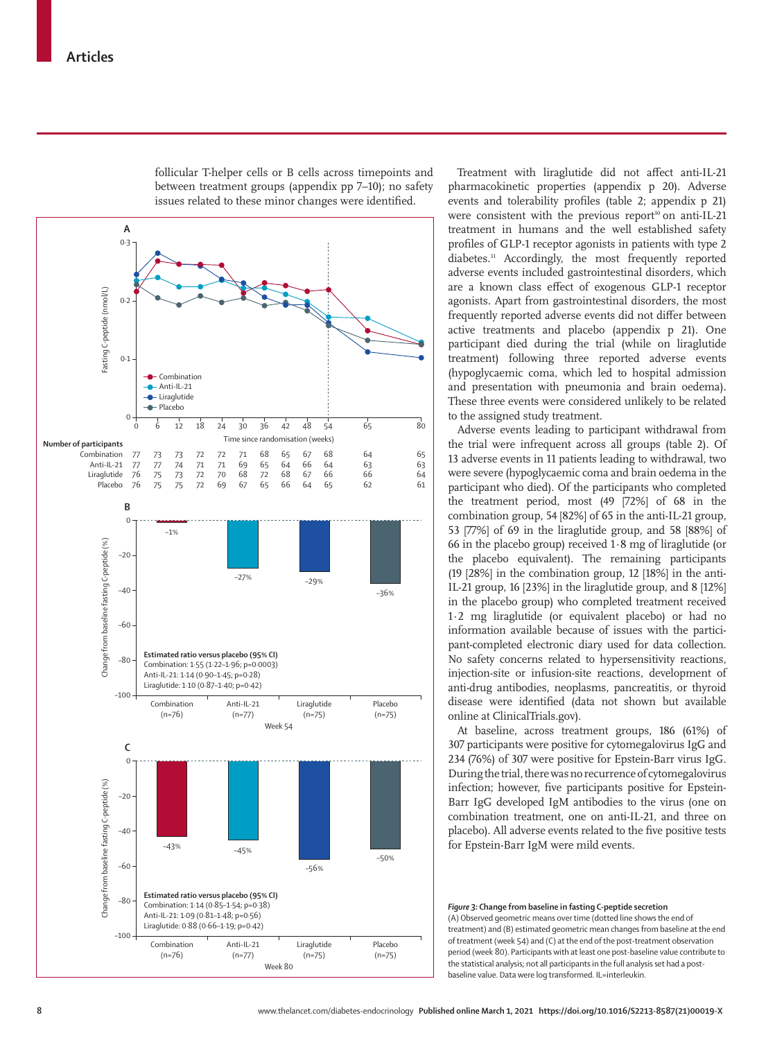follicular T-helper cells or B cells across timepoints and between treatment groups (appendix pp 7–10); no safety issues related to these minor changes were identified.

*Figure 3:* **Change from baseline in fasting C-peptide secretion**
(A) Observed geometric means over time (dotted line shows the end of treatment) and (B) estimated geometric mean changes from baseline at the end of treatment (week 54) and (C) at the end of the post-treatment observation period (week 80). Participants with at least one post-baseline value contribute to the statistical analysis; not all participants in the full analysis set had a post-baseline value. Data were log transformed. IL=interleukin.

Treatment with liraglutide did not affect anti-IL-21 pharmacokinetic properties (appendix p 20). Adverse events and tolerability profiles (table 2; appendix p 21) were consistent with the previous report[30] on anti-IL-21 treatment in humans and the well established safety profiles of GLP-1 receptor agonists in patients with type 2 diabetes.[31] Accordingly, the most frequently reported adverse events included gastrointestinal disorders, which are a known class effect of exogenous GLP-1 receptor agonists. Apart from gastrointestinal disorders, the most frequently reported adverse events did not differ between active treatments and placebo (appendix p 21). One participant died during the trial (while on liraglutide treatment) following three reported adverse events (hypoglycaemic coma, which led to hospital admission and presentation with pneumonia and brain oedema). These three events were considered unlikely to be related to the assigned study treatment.

Adverse events leading to participant withdrawal from the trial were infrequent across all groups (table 2). Of 13 adverse events in 11 patients leading to withdrawal, two were severe (hypoglycaemic coma and brain oedema in the participant who died). Of the participants who completed the treatment period, most (49 [72%] of 68 in the combination group, 54 [82%] of 65 in the anti-IL-21 group, 53 [77%] of 69 in the liraglutide group, and 58 [88%] of 66 in the placebo group) received 1·8 mg of liraglutide (or the placebo equivalent). The remaining participants (19 [28%] in the combination group, 12 [18%] in the anti-IL-21 group, 16 [23%] in the liraglutide group, and 8 [12%] in the placebo group) who completed treatment received 1·2 mg liraglutide (or equivalent placebo) or had no information available because of issues with the participant-completed electronic diary used for data collection. No safety concerns related to hypersensitivity reactions, injection-site or infusion-site reactions, development of anti-drug antibodies, neoplasms, pancreatitis, or thyroid disease were identified (data not shown but available online at ClinicalTrials.gov).

At baseline, across treatment groups, 186 (61%) of 307 participants were positive for cytomegalovirus IgG and 234 (76%) of 307 were positive for Epstein-Barr virus IgG. During the trial, there was no recurrence of cytomegalovirus infection; however, five participants positive for Epstein-Barr IgG developed IgM antibodies to the virus (one on combination treatment, one on anti-IL-21, and three on placebo). All adverse events related to the five positive tests for Epstein-Barr IgM were mild events.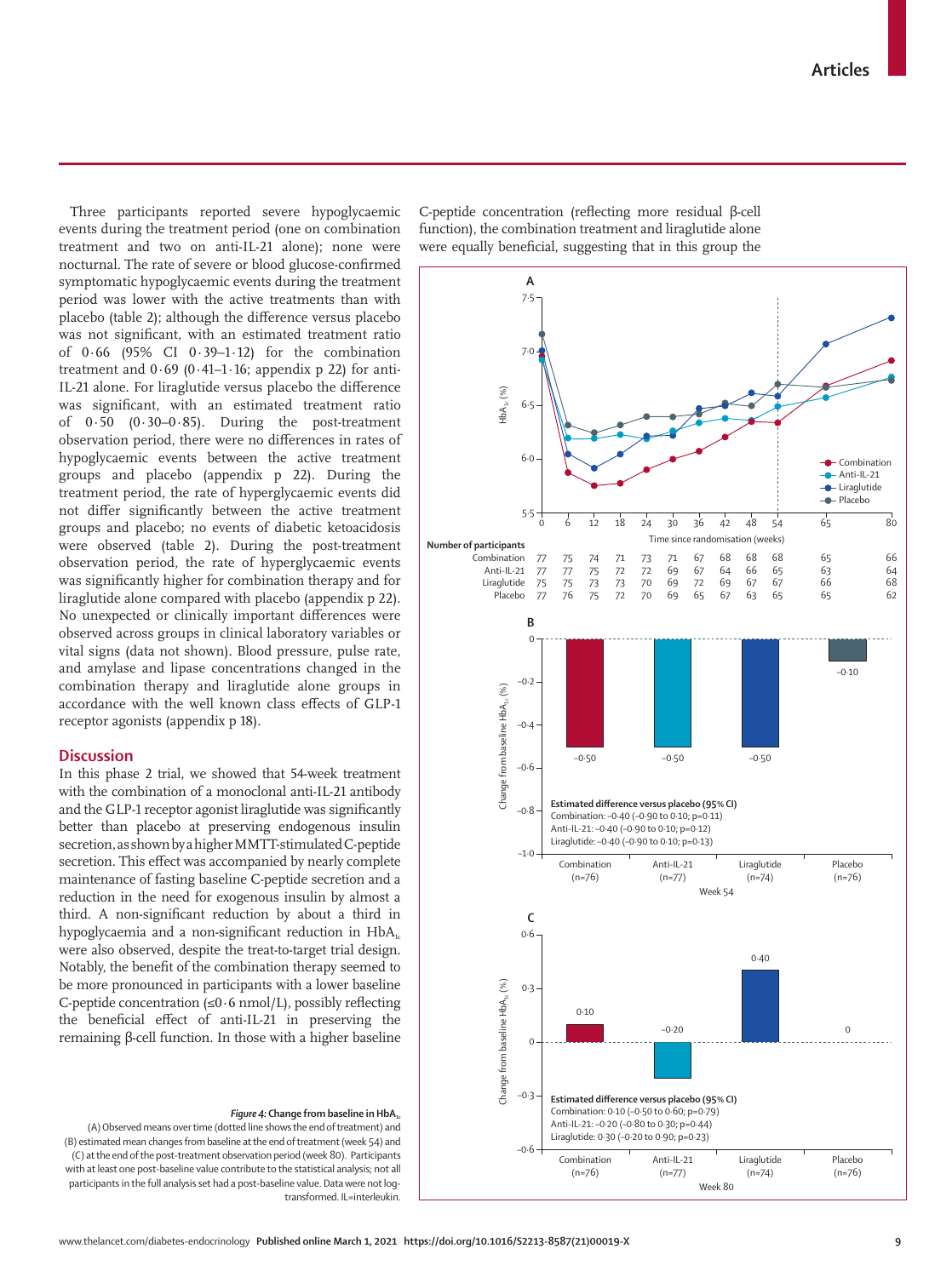Three participants reported severe hypoglycaemic events during the treatment period (one on combination treatment and two on anti-IL-21 alone); none were nocturnal. The rate of severe or blood glucose-confirmed symptomatic hypoglycaemic events during the treatment period was lower with the active treatments than with placebo (table 2); although the difference versus placebo was not significant, with an estimated treatment ratio of 0·66 (95% CI 0·39–1·12) for the combination treatment and 0·69 (0·41–1·16; appendix p 22) for anti-IL-21 alone. For liraglutide versus placebo the difference was significant, with an estimated treatment ratio of 0·50 (0·30–0·85). During the post-treatment observation period, there were no differences in rates of hypoglycaemic events between the active treatment groups and placebo (appendix p 22). During the treatment period, the rate of hyperglycaemic events did not differ significantly between the active treatment groups and placebo; no events of diabetic ketoacidosis were observed (table 2). During the post-treatment observation period, the rate of hyperglycaemic events was significantly higher for combination therapy and for liraglutide alone compared with placebo (appendix p 22). No unexpected or clinically important differences were observed across groups in clinical laboratory variables or vital signs (data not shown). Blood pressure, pulse rate, and amylase and lipase concentrations changed in the combination therapy and liraglutide alone groups in accordance with the well known class effects of GLP-1 receptor agonists (appendix p 18).

## Discussion

In this phase 2 trial, we showed that 54-week treatment with the combination of a monoclonal anti-IL-21 antibody and the GLP-1 receptor agonist liraglutide was significantly better than placebo at preserving endogenous insulin secretion, as shown by a higher MMTT-stimulated C-peptide secretion. This effect was accompanied by nearly complete maintenance of fasting baseline C-peptide secretion and a reduction in the need for exogenous insulin by almost a third. A non-significant reduction by about a third in hypoglycaemia and a non-significant reduction in $HbA_{1c}$ were also observed, despite the treat-to-target trial design. Notably, the benefit of the combination therapy seemed to be more pronounced in participants with a lower baseline C-peptide concentration (≤0·6 nmol/L), possibly reflecting the beneficial effect of anti-IL-21 in preserving the remaining β-cell function. In those with a higher baseline C-peptide concentration (reflecting more residual β-cell function), the combination treatment and liraglutide alone were equally beneficial, suggesting that in this group the

**Figure 4: Change from baseline in $HbA_{1c}$**

(A) Observed means over time (dotted line shows the end of treatment) and (B) estimated mean changes from baseline at the end of treatment (week 54) and (C) at the end of the post-treatment observation period (week 80). Participants with at least one post-baseline value contribute to the statistical analysis; not all participants in the full analysis set had a post-baseline value. Data were not log-transformed. IL=interleukin.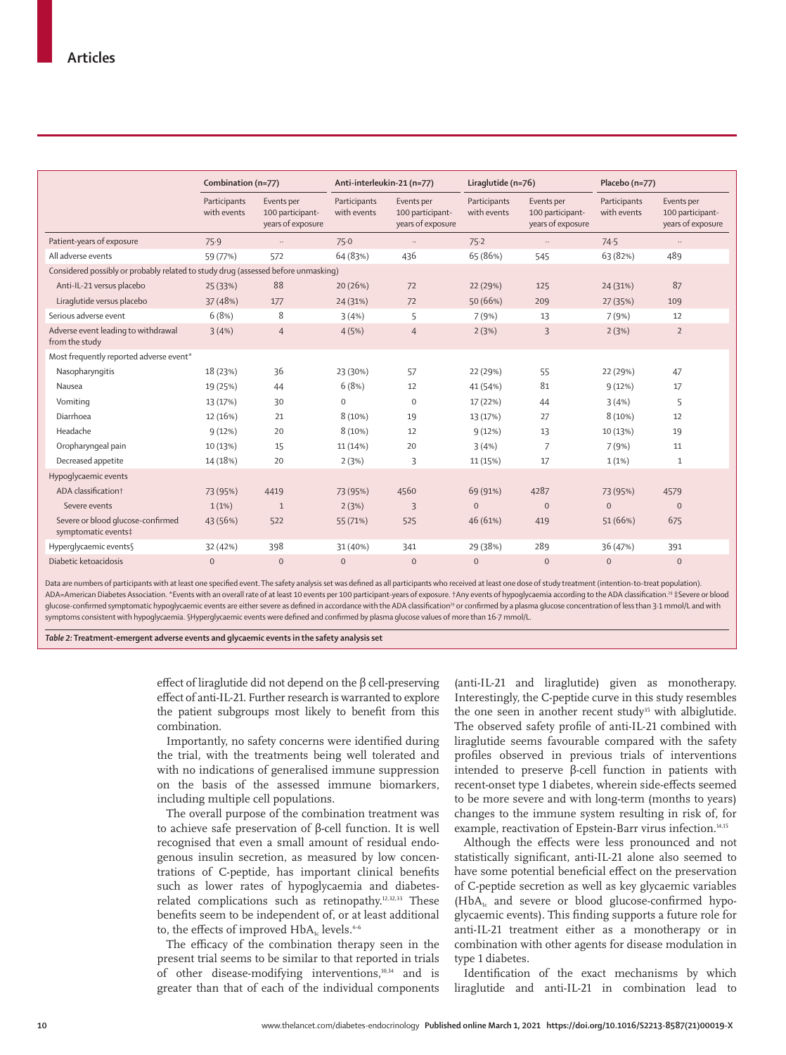| | Combination (n=77) | | Anti-interleukin-21 (n=77) | | Liraglutide (n=76) | | Placebo (n=77) | |
|---|---|---|---|---|---|---|---|---|
| | Participants with events | Events per 100 participant-years of exposure | Participants with events | Events per 100 participant-years of exposure | Participants with events | Events per 100 participant-years of exposure | Participants with events | Events per 100 participant-years of exposure |
| Patient-years of exposure | 75·9 | .. | 75·0 | .. | 75·2 | .. | 74·5 | .. |
| All adverse events | 59 (77%) | 572 | 64 (83%) | 436 | 65 (86%) | 545 | 63 (82%) | 489 |
| Considered possibly or probably related to study drug (assessed before unmasking) | | | | | | | | |
| Anti-IL-21 versus placebo | 25 (33%) | 88 | 20 (26%) | 72 | 22 (29%) | 125 | 24 (31%) | 87 |
| Liraglutide versus placebo | 37 (48%) | 177 | 24 (31%) | 72 | 50 (66%) | 209 | 27 (35%) | 109 |
| Serious adverse event | 6 (8%) | 8 | 3 (4%) | 5 | 7 (9%) | 13 | 7 (9%) | 12 |
| Adverse event leading to withdrawal from the study | 3 (4%) | 4 | 4 (5%) | 4 | 2 (3%) | 3 | 2 (3%) | 2 |
| Most frequently reported adverse event* | | | | | | | | |
| Nasopharyngitis | 18 (23%) | 36 | 23 (30%) | 57 | 22 (29%) | 55 | 22 (29%) | 47 |
| Nausea | 19 (25%) | 44 | 6 (8%) | 12 | 41 (54%) | 81 | 9 (12%) | 17 |
| Vomiting | 13 (17%) | 30 | 0 | 0 | 17 (22%) | 44 | 3 (4%) | 5 |
| Diarrhoea | 12 (16%) | 21 | 8 (10%) | 19 | 13 (17%) | 27 | 8 (10%) | 12 |
| Headache | 9 (12%) | 20 | 8 (10%) | 12 | 9 (12%) | 13 | 10 (13%) | 19 |
| Oropharyngeal pain | 10 (13%) | 15 | 11 (14%) | 20 | 3 (4%) | 7 | 7 (9%) | 11 |
| Decreased appetite | 14 (18%) | 20 | 2 (3%) | 3 | 11 (15%) | 17 | 1 (1%) | 1 |
| Hypoglycaemic events | | | | | | | | |
| ADA classification† | 73 (95%) | 4419 | 73 (95%) | 4560 | 69 (91%) | 4287 | 73 (95%) | 4579 |
| Severe events | 1 (1%) | 1 | 2 (3%) | 3 | 0 | 0 | 0 | 0 |
| Severe or blood glucose-confirmed symptomatic events‡ | 43 (56%) | 522 | 55 (71%) | 525 | 46 (61%) | 419 | 51 (66%) | 675 |
| Hyperglycaemic events§ | 32 (42%) | 398 | 31 (40%) | 341 | 29 (38%) | 289 | 36 (47%) | 391 |
| Diabetic ketoacidosis | 0 | 0 | 0 | 0 | 0 | 0 | 0 | 0 |

Data are numbers of participants with at least one specified event. The safety analysis set was defined as all participants who received at least one dose of study treatment (intention-to-treat population). ADA=American Diabetes Association. *Events with an overall rate of at least 10 events per 100 participant-years of exposure. †Any events of hypoglycaemia according to the ADA classification.[29] ‡Severe or blood glucose-confirmed symptomatic hypoglycaemic events are either severe as defined in accordance with the ADA classification[29] or confirmed by a plasma glucose concentration of less than 3·1 mmol/L and with symptoms consistent with hypoglycaemia. §Hyperglycaemic events were defined and confirmed by plasma glucose values of more than 16·7 mmol/L.

*Table 2:* **Treatment-emergent adverse events and glycaemic events in the safety analysis set**

effect of liraglutide did not depend on the β cell-preserving effect of anti-IL-21. Further research is warranted to explore the patient subgroups most likely to benefit from this combination.

Importantly, no safety concerns were identified during the trial, with the treatments being well tolerated and with no indications of generalised immune suppression on the basis of the assessed immune biomarkers, including multiple cell populations.

The overall purpose of the combination treatment was to achieve safe preservation of β-cell function. It is well recognised that even a small amount of residual endogenous insulin secretion, as measured by low concentrations of C-peptide, has important clinical benefits such as lower rates of hypoglycaemia and diabetes-related complications such as retinopathy.[12,32,33] These benefits seem to be independent of, or at least additional to, the effects of improved $HbA_{1c}$ levels.[4–6]

The efficacy of the combination therapy seen in the present trial seems to be similar to that reported in trials of other disease-modifying interventions,[10,34] and is greater than that of each of the individual components (anti-IL-21 and liraglutide) given as monotherapy. Interestingly, the C-peptide curve in this study resembles the one seen in another recent study[35] with albiglutide. The observed safety profile of anti-IL-21 combined with liraglutide seems favourable compared with the safety profiles observed in previous trials of interventions intended to preserve β-cell function in patients with recent-onset type 1 diabetes, wherein side-effects seemed to be more severe and with long-term (months to years) changes to the immune system resulting in risk of, for example, reactivation of Epstein-Barr virus infection.[14,15]

Although the effects were less pronounced and not statistically significant, anti-IL-21 alone also seemed to have some potential beneficial effect on the preservation of C-peptide secretion as well as key glycaemic variables ($HbA_{1c}$ and severe or blood glucose-confirmed hypoglycaemic events). This finding supports a future role for anti-IL-21 treatment either as a monotherapy or in combination with other agents for disease modulation in type 1 diabetes.

Identification of the exact mechanisms by which liraglutide and anti-IL-21 in combination lead to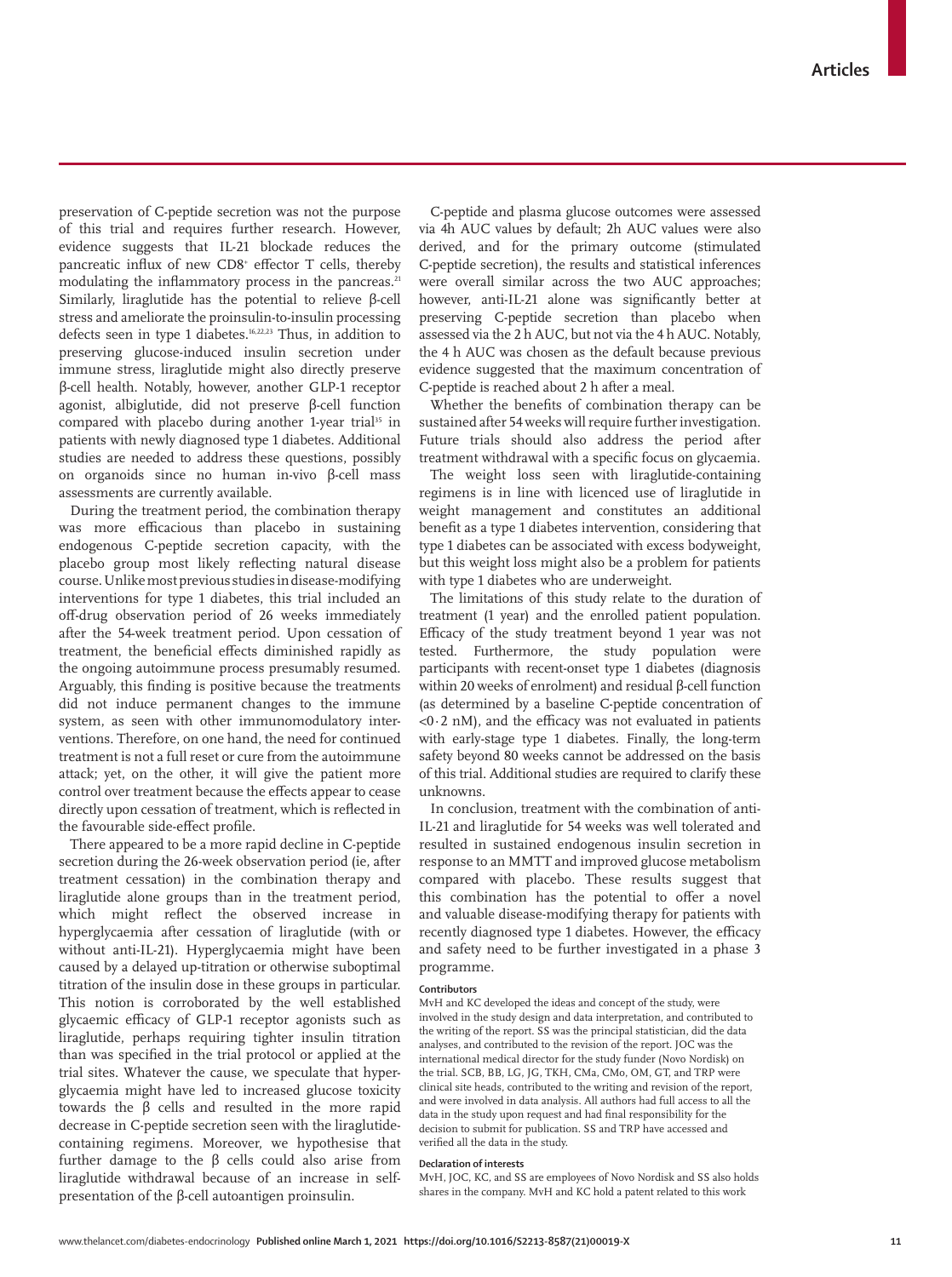preservation of C-peptide secretion was not the purpose of this trial and requires further research. However, evidence suggests that IL-21 blockade reduces the pancreatic influx of new CD8⁺ effector T cells, thereby modulating the inflammatory process in the pancreas.[21] Similarly, liraglutide has the potential to relieve β-cell stress and ameliorate the proinsulin-to-insulin processing defects seen in type 1 diabetes.[16,22,23] Thus, in addition to preserving glucose-induced insulin secretion under immune stress, liraglutide might also directly preserve β-cell health. Notably, however, another GLP-1 receptor agonist, albiglutide, did not preserve β-cell function compared with placebo during another 1-year trial[35] in patients with newly diagnosed type 1 diabetes. Additional studies are needed to address these questions, possibly on organoids since no human in-vivo β-cell mass assessments are currently available.

During the treatment period, the combination therapy was more efficacious than placebo in sustaining endogenous C-peptide secretion capacity, with the placebo group most likely reflecting natural disease course. Unlike most previous studies in disease-modifying interventions for type 1 diabetes, this trial included an off-drug observation period of 26 weeks immediately after the 54-week treatment period. Upon cessation of treatment, the beneficial effects diminished rapidly as the ongoing autoimmune process presumably resumed. Arguably, this finding is positive because the treatments did not induce permanent changes to the immune system, as seen with other immunomodulatory interventions. Therefore, on one hand, the need for continued treatment is not a full reset or cure from the autoimmune attack; yet, on the other, it will give the patient more control over treatment because the effects appear to cease directly upon cessation of treatment, which is reflected in the favourable side-effect profile.

There appeared to be a more rapid decline in C-peptide secretion during the 26-week observation period (ie, after treatment cessation) in the combination therapy and liraglutide alone groups than in the treatment period, which might reflect the observed increase in hyperglycaemia after cessation of liraglutide (with or without anti-IL-21). Hyperglycaemia might have been caused by a delayed up-titration or otherwise suboptimal titration of the insulin dose in these groups in particular. This notion is corroborated by the well established glycaemic efficacy of GLP-1 receptor agonists such as liraglutide, perhaps requiring tighter insulin titration than was specified in the trial protocol or applied at the trial sites. Whatever the cause, we speculate that hyperglycaemia might have led to increased glucose toxicity towards the β cells and resulted in the more rapid decrease in C-peptide secretion seen with the liraglutide-containing regimens. Moreover, we hypothesise that further damage to the β cells could also arise from liraglutide withdrawal because of an increase in self-presentation of the β-cell autoantigen proinsulin.

C-peptide and plasma glucose outcomes were assessed via 4h AUC values by default; 2h AUC values were also derived, and for the primary outcome (stimulated C-peptide secretion), the results and statistical inferences were overall similar across the two AUC approaches; however, anti-IL-21 alone was significantly better at preserving C-peptide secretion than placebo when assessed via the 2 h AUC, but not via the 4 h AUC. Notably, the 4 h AUC was chosen as the default because previous evidence suggested that the maximum concentration of C-peptide is reached about 2 h after a meal.

Whether the benefits of combination therapy can be sustained after 54 weeks will require further investigation. Future trials should also address the period after treatment withdrawal with a specific focus on glycaemia.

The weight loss seen with liraglutide-containing regimens is in line with licenced use of liraglutide in weight management and constitutes an additional benefit as a type 1 diabetes intervention, considering that type 1 diabetes can be associated with excess bodyweight, but this weight loss might also be a problem for patients with type 1 diabetes who are underweight.

The limitations of this study relate to the duration of treatment (1 year) and the enrolled patient population. Efficacy of the study treatment beyond 1 year was not tested. Furthermore, the study population were participants with recent-onset type 1 diabetes (diagnosis within 20 weeks of enrolment) and residual β-cell function (as determined by a baseline C-peptide concentration of <0·2 nM), and the efficacy was not evaluated in patients with early-stage type 1 diabetes. Finally, the long-term safety beyond 80 weeks cannot be addressed on the basis of this trial. Additional studies are required to clarify these unknowns.

In conclusion, treatment with the combination of anti-IL-21 and liraglutide for 54 weeks was well tolerated and resulted in sustained endogenous insulin secretion in response to an MMTT and improved glucose metabolism compared with placebo. These results suggest that this combination has the potential to offer a novel and valuable disease-modifying therapy for patients with recently diagnosed type 1 diabetes. However, the efficacy and safety need to be further investigated in a phase 3 programme.

#### Contributors

MvH and KC developed the ideas and concept of the study, were involved in the study design and data interpretation, and contributed to the writing of the report. SS was the principal statistician, did the data analyses, and contributed to the revision of the report. JOC was the international medical director for the study funder (Novo Nordisk) on the trial. SCB, BB, LG, JG, TKH, CMa, CMo, OM, GT, and TRP were clinical site heads, contributed to the writing and revision of the report, and were involved in data analysis. All authors had full access to all the data in the study upon request and had final responsibility for the decision to submit for publication. SS and TRP have accessed and verified all the data in the study.

#### Declaration of interests

MvH, JOC, KC, and SS are employees of Novo Nordisk and SS also holds shares in the company. MvH and KC hold a patent related to this work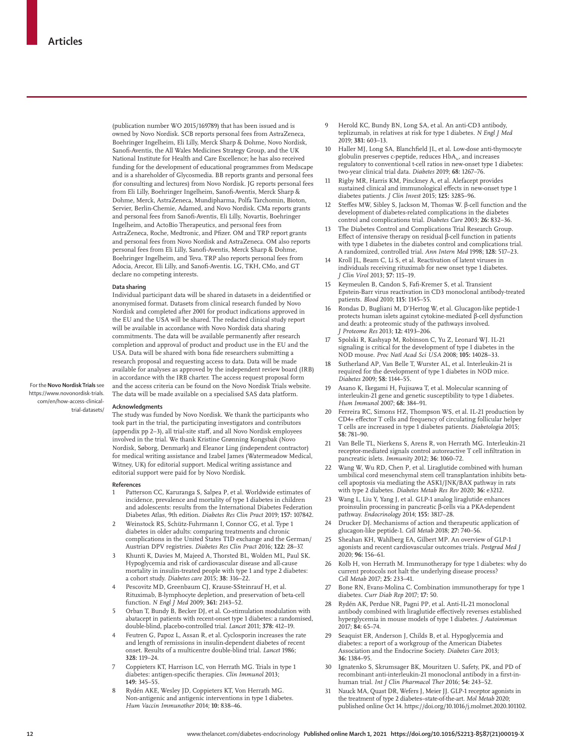(publication number WO 2015/169789) that has been issued and is owned by Novo Nordisk. SCB reports personal fees from AstraZeneca, Boehringer Ingelheim, Eli Lilly, Merck Sharp & Dohme, Novo Nordisk, Sanofi-Aventis, the All Wales Medicines Strategy Group, and the UK National Institute for Health and Care Excellence; he has also received funding for the development of educational programmes from Medscape and is a shareholder of Glycosmedia. BB reports grants and personal fees (for consulting and lectures) from Novo Nordisk. JG reports personal fees from Eli Lilly, Boehringer Ingelheim, Sanofi-Aventis, Merck Sharp & Dohme, Merck, AstraZeneca, Mundipharma, Polfa Tarchomin, Bioton, Servier, Berlin-Chemie, Adamed, and Novo Nordisk. CMa reports grants and personal fees from Sanofi-Aventis, Eli Lilly, Novartis, Boehringer Ingelheim, and ActoBio Therapeutics, and personal fees from AstraZeneca, Roche, Medtronic, and Pfizer. OM and TRP report grants and personal fees from Novo Nordisk and AstraZeneca. OM also reports personal fees from Eli Lilly, Sanofi-Aventis, Merck Sharp & Dohme, Boehringer Ingelheim, and Teva. TRP also reports personal fees from Adocia, Arecor, Eli Lilly, and Sanofi-Aventis. LG, TKH, CMo, and GT declare no competing interests.

### Data sharing

Individual participant data will be shared in datasets in a deidentified or anonymised format. Datasets from clinical research funded by Novo Nordisk and completed after 2001 for product indications approved in the EU and the USA will be shared. The redacted clinical study report will be available in accordance with Novo Nordisk data sharing commitments. The data will be available permanently after research completion and approval of product and product use in the EU and the USA. Data will be shared with bona fide researchers submitting a research proposal and requesting access to data. Data will be made available for analyses as approved by the independent review board (IRB) in accordance with the IRB charter. The access request proposal form and the access criteria can be found on the Novo Nordisk Trials website. The data will be made available on a specialised SAS data platform.

For the **Novo Nordisk Trials** see https://www.novonordisk-trials.com/en/how-access-clinical-trial-datasets/

### Acknowledgments

The study was funded by Novo Nordisk. We thank the participants who took part in the trial, the participating investigators and contributors (appendix pp 2–3), all trial-site staff, and all Novo Nordisk employees involved in the trial. We thank Kristine Grønning Kongsbak (Novo Nordisk, Søborg, Denmark) and Eleanor Ling (independent contractor) for medical writing assistance and Izabel James (Watermeadow Medical, Witney, UK) for editorial support. Medical writing assistance and editorial support were paid for by Novo Nordisk.

### References

1. Patterson CC, Karuranga S, Salpea P, et al. Worldwide estimates of incidence, prevalence and mortality of type 1 diabetes in children and adolescents: results from the International Diabetes Federation Diabetes Atlas, 9th edition. *Diabetes Res Clin Pract* 2019; **157:** 107842.
2. Weinstock RS, Schütz-Fuhrmann I, Connor CG, et al. Type 1 diabetes in older adults: comparing treatments and chronic complications in the United States T1D exchange and the German/Austrian DPV registries. *Diabetes Res Clin Pract* 2016; **122:** 28–37.
3. Khunti K, Davies M, Majeed A, Thorsted BL, Wolden ML, Paul SK. Hypoglycemia and risk of cardiovascular disease and all-cause mortality in insulin-treated people with type 1 and type 2 diabetes: a cohort study. *Diabetes care* 2015; **38:** 316–22.
4. Pescovitz MD, Greenbaum CJ, Krause-SSteinrauf H, et al. Rituximab, B-lymphocyte depletion, and preservation of beta-cell function. *N Engl J Med* 2009; **361:** 2143–52.
5. Orban T, Bundy B, Becker DJ, et al. Co-stimulation modulation with abatacept in patients with recent-onset type 1 diabetes: a randomised, double-blind, placebo-controlled trial. *Lancet* 2011; **378:** 412–19.
4. Feutren G, Papoz L, Assan R, et al. Cyclosporin increases the rate and length of remissions in insulin-dependent diabetes of recent onset. Results of a multicentre double-blind trial. *Lancet* 1986; **328:** 119–24.
7. Coppieters KT, Harrison LC, von Herrath MG. Trials in type 1 diabetes: antigen-specific therapies. *Clin Immunol* 2013; **149:** 345–55.
8. Rydén AKE, Wesley JD, Coppieters KT, Von Herrath MG. Non-antigenic and antigenic interventions in type 1 diabetes. *Hum Vaccin Immunother* 2014; **10:** 838–46.
9. Herold KC, Bundy BN, Long SA, et al. An anti-CD3 antibody, teplizumab, in relatives at risk for type 1 diabetes. *N Engl J Med* 2019; **381:** 603–13.
10. Haller MJ, Long SA, Blanchfield JL, et al. Low-dose anti-thymocyte globulin preserves c-peptide, reduces $HbA_{1c}$, and increases regulatory to conventional t-cell ratios in new-onset type 1 diabetes: two-year clinical trial data. *Diabetes* 2019; **68:** 1267–76.
11. Rigby MR, Harris KM, Pinckney A, et al. Alefacept provides sustained clinical and immunological effects in new-onset type 1 diabetes patients. *J Clin Invest* 2015; **125:** 3285–96.
12. Steffes MW, Sibley S, Jackson M, Thomas W. β-cell function and the development of diabetes-related complications in the diabetes control and complications trial. *Diabetes Care* 2003; **26:** 832–36.
13. The Diabetes Control and Complications Trial Research Group. Effect of intensive therapy on residual β-cell function in patients with type 1 diabetes in the diabetes control and complications trial. A randomized, controlled trial. *Ann Intern Med* 1998; **128:** 517–23.
14. Kroll JL, Beam C, Li S, et al. Reactivation of latent viruses in individuals receiving rituximab for new onset type 1 diabetes. *J Clin Virol* 2013; **57:** 115–19.
15. Keymeulen B, Candon S, Fafi-Kremer S, et al. Transient Epstein-Barr virus reactivation in CD3 monoclonal antibody-treated patients. *Blood* 2010; **115:** 1145–55.
16. Rondas D, Bugliani M, D'Hertog W, et al. Glucagon-like peptide-1 protects human islets against cytokine-mediated β-cell dysfunction and death: a proteomic study of the pathways involved. *J Proteome Res* 2013; **12:** 4193–206.
17. Spolski R, Kashyap M, Robinson C, Yu Z, Leonard WJ. IL-21 signaling is critical for the development of type I diabetes in the NOD mouse. *Proc Natl Acad Sci USA* 2008; **105:** 14028–33.
18. Sutherland AP, Van Belle T, Wurster AL, et al. Interleukin-21 is required for the development of type 1 diabetes in NOD mice. *Diabetes* 2009; **58:** 1144–55.
19. Asano K, Ikegami H, Fujisawa T, et al. Molecular scanning of interleukin-21 gene and genetic susceptibility to type 1 diabetes. *Hum Immunol* 2007; **68:** 384–91.
20. Ferreira RC, Simons HZ, Thompson WS, et al. IL-21 production by CD4+ effector T cells and frequency of circulating follicular helper T cells are increased in type 1 diabetes patients. *Diabetologia* 2015; **58:** 781–90.
21. Van Belle TL, Nierkens S, Arens R, von Herrath MG. Interleukin-21 receptor-mediated signals control autoreactive T cell infiltration in pancreatic islets. *Immunity* 2012; **36:** 1060–72.
22. Wang W, Wu RD, Chen P, et al. Liraglutide combined with human umbilical cord mesenchymal stem cell transplantation inhibits beta-cell apoptosis via mediating the ASK1/JNK/BAX pathway in rats with type 2 diabetes. *Diabetes Metab Res Rev* 2020; **36:** e3212.
23. Wang L, Liu Y, Yang J, et al. GLP-1 analog liraglutide enhances proinsulin processing in pancreatic β-cells via a PKA-dependent pathway. *Endocrinology* 2014; **155:** 3817–28.
24. Drucker DJ. Mechanisms of action and therapeutic application of glucagon-like peptide-1. *Cell Metab* 2018; **27:** 740–56.
25. Sheahan KH, Wahlberg EA, Gilbert MP. An overview of GLP-1 agonists and recent cardiovascular outcomes trials. *Postgrad Med J* 2020; **96:** 156–61.
26. Kolb H, von Herrath M. Immunotherapy for type 1 diabetes: why do current protocols not halt the underlying disease process? *Cell Metab* 2017; **25:** 233–41.
27. Bone RN, Evans-Molina C. Combination immunotherapy for type 1 diabetes. *Curr Diab Rep* 2017; **17:** 50.
28. Rydén AK, Perdue NR, Pagni PP, et al. Anti-IL-21 monoclonal antibody combined with liraglutide effectively reverses established hyperglycemia in mouse models of type 1 diabetes. *J Autoimmun* 2017; **84:** 65–74.
29. Seaquist ER, Anderson J, Childs B, et al. Hypoglycemia and diabetes: a report of a workgroup of the American Diabetes Association and the Endocrine Society. *Diabetes Care* 2013; **36:** 1384–95.
30. Ignatenko S, Skrumsager BK, Mouritzen U. Safety, PK, and PD of recombinant anti-interleukin-21 monoclonal antibody in a first-in-human trial. *Int J Clin Pharmacol Ther* 2016; **54:** 243–52.
31. Nauck MA, Quast DR, Wefers J, Meier JJ. GLP-1 receptor agonists in the treatment of type 2 diabetes–state-of-the-art. *Mol Metab* 2020; published online Oct 14. https://doi.org/10.1016/j.molmet.2020.101102.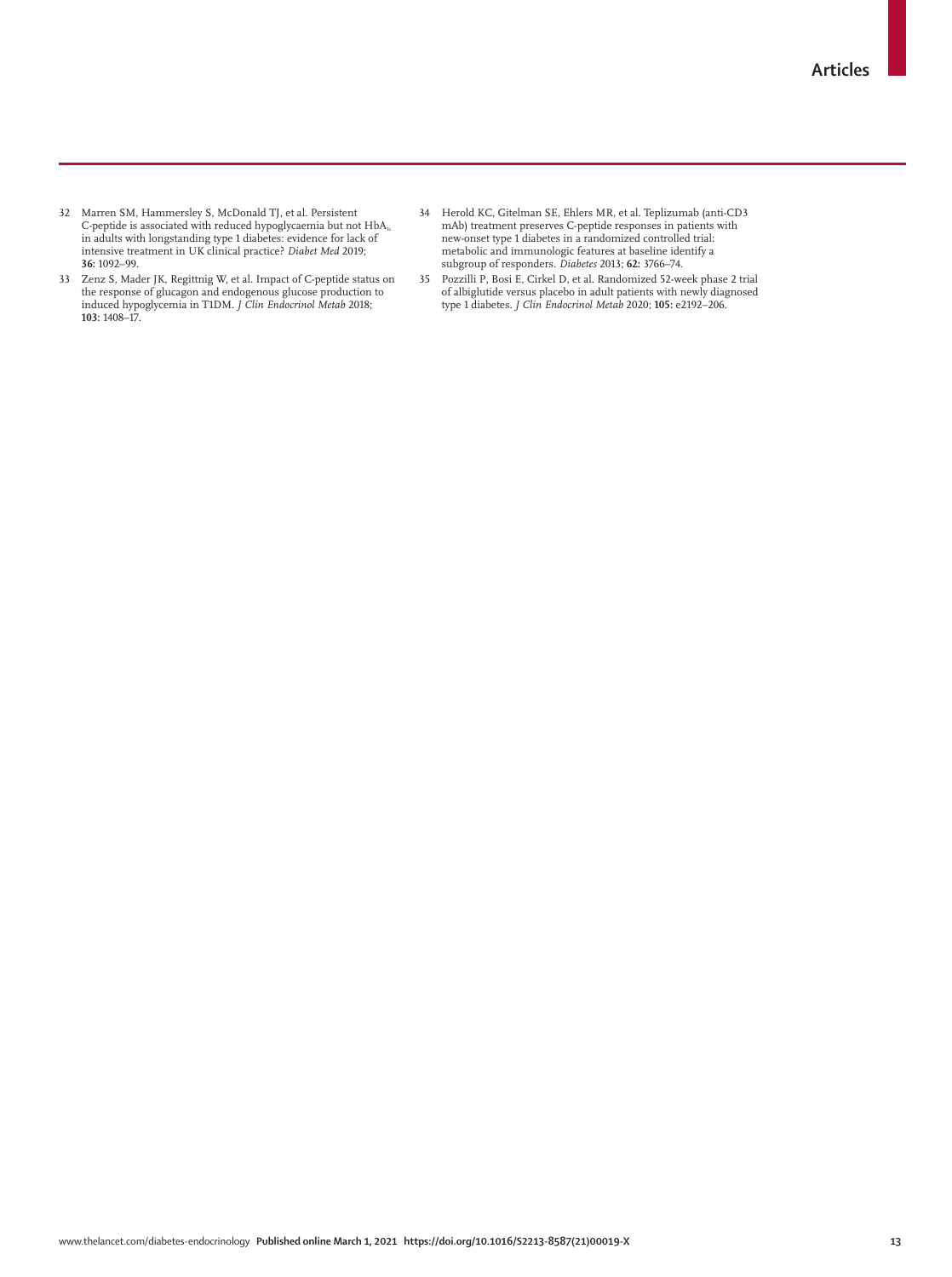32 Marren SM, Hammersley S, McDonald TJ, et al. Persistent C-peptide is associated with reduced hypoglycaemia but not $HbA_{1c}$ in adults with longstanding type 1 diabetes: evidence for lack of intensive treatment in UK clinical practice? *Diabet Med* 2019; **36:** 1092–99.

33 Zenz S, Mader JK, Regittnig W, et al. Impact of C-peptide status on the response of glucagon and endogenous glucose production to induced hypoglycemia in T1DM. *J Clin Endocrinol Metab* 2018; **103:** 1408–17.

34 Herold KC, Gitelman SE, Ehlers MR, et al. Teplizumab (anti-CD3 mAb) treatment preserves C-peptide responses in patients with new-onset type 1 diabetes in a randomized controlled trial: metabolic and immunologic features at baseline identify a subgroup of responders. *Diabetes* 2013; **62:** 3766–74.

35 Pozzilli P, Bosi E, Cirkel D, et al. Randomized 52-week phase 2 trial of albiglutide versus placebo in adult patients with newly diagnosed type 1 diabetes. *J Clin Endocrinol Metab* 2020; **105:** e2192–206.